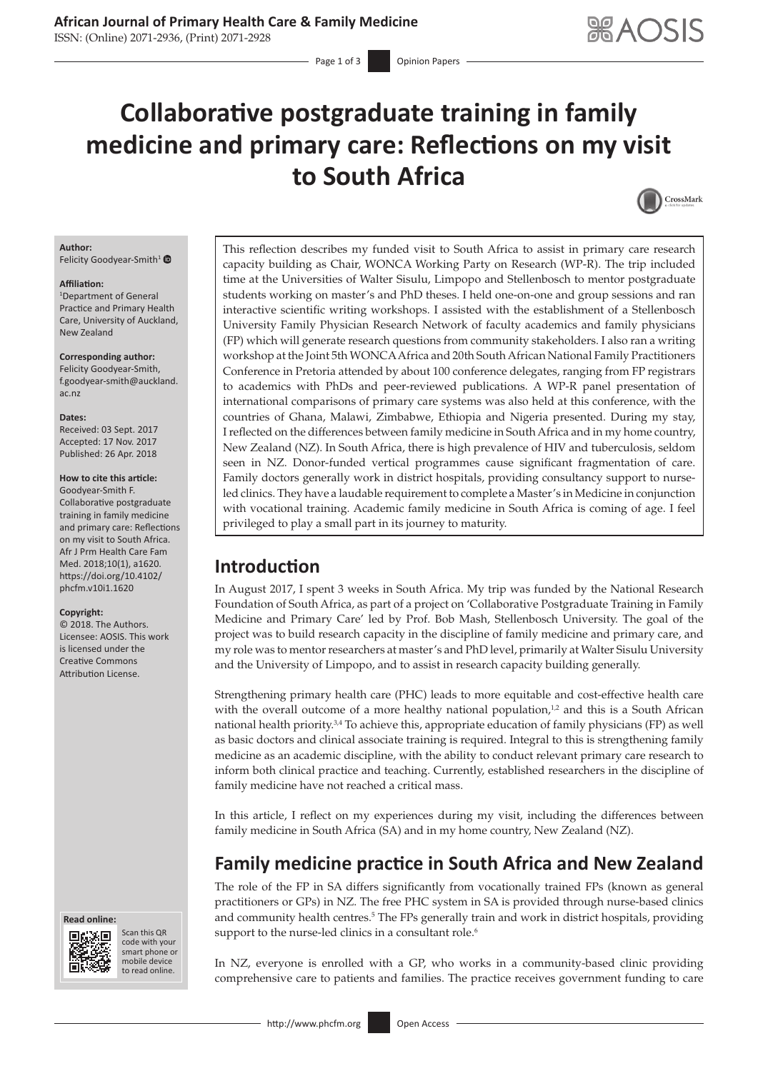# Collaborative postgraduate training in family medicine and primary care: Reflections on my visit to South Africa

**Author:**
Felicity Goodyear-Smith[1]

**Affiliation:**
[1]Department of General Practice and Primary Health Care, University of Auckland, New Zealand

**Corresponding author:**
Felicity Goodyear-Smith, f.goodyear-smith@auckland.ac.nz

**Dates:**
Received: 03 Sept. 2017
Accepted: 17 Nov. 2017
Published: 26 Apr. 2018

**How to cite this article:**
Goodyear-Smith F. Collaborative postgraduate training in family medicine and primary care: Reflections on my visit to South Africa. Afr J Prm Health Care Fam Med. 2018;10(1), a1620. https://doi.org/10.4102/phcfm.v10i1.1620

**Copyright:**
© 2018. The Authors. Licensee: AOSIS. This work is licensed under the Creative Commons Attribution License.

This reflection describes my funded visit to South Africa to assist in primary care research capacity building as Chair, WONCA Working Party on Research (WP-R). The trip included time at the Universities of Walter Sisulu, Limpopo and Stellenbosch to mentor postgraduate students working on master's and PhD theses. I held one-on-one and group sessions and ran interactive scientific writing workshops. I assisted with the establishment of a Stellenbosch University Family Physician Research Network of faculty academics and family physicians (FP) which will generate research questions from community stakeholders. I also ran a writing workshop at the Joint 5th WONCA Africa and 20th South African National Family Practitioners Conference in Pretoria attended by about 100 conference delegates, ranging from FP registrars to academics with PhDs and peer-reviewed publications. A WP-R panel presentation of international comparisons of primary care systems was also held at this conference, with the countries of Ghana, Malawi, Zimbabwe, Ethiopia and Nigeria presented. During my stay, I reflected on the differences between family medicine in South Africa and in my home country, New Zealand (NZ). In South Africa, there is high prevalence of HIV and tuberculosis, seldom seen in NZ. Donor-funded vertical programmes cause significant fragmentation of care. Family doctors generally work in district hospitals, providing consultancy support to nurse-led clinics. They have a laudable requirement to complete a Master's in Medicine in conjunction with vocational training. Academic family medicine in South Africa is coming of age. I feel privileged to play a small part in its journey to maturity.

## Introduction

In August 2017, I spent 3 weeks in South Africa. My trip was funded by the National Research Foundation of South Africa, as part of a project on 'Collaborative Postgraduate Training in Family Medicine and Primary Care' led by Prof. Bob Mash, Stellenbosch University. The goal of the project was to build research capacity in the discipline of family medicine and primary care, and my role was to mentor researchers at master's and PhD level, primarily at Walter Sisulu University and the University of Limpopo, and to assist in research capacity building generally.

Strengthening primary health care (PHC) leads to more equitable and cost-effective health care with the overall outcome of a more healthy national population,[1,2] and this is a South African national health priority.[3,4] To achieve this, appropriate education of family physicians (FP) as well as basic doctors and clinical associate training is required. Integral to this is strengthening family medicine as an academic discipline, with the ability to conduct relevant primary care research to inform both clinical practice and teaching. Currently, established researchers in the discipline of family medicine have not reached a critical mass.

In this article, I reflect on my experiences during my visit, including the differences between family medicine in South Africa (SA) and in my home country, New Zealand (NZ).

## Family medicine practice in South Africa and New Zealand

The role of the FP in SA differs significantly from vocationally trained FPs (known as general practitioners or GPs) in NZ. The free PHC system in SA is provided through nurse-based clinics and community health centres.[5] The FPs generally train and work in district hospitals, providing support to the nurse-led clinics in a consultant role.[6]

In NZ, everyone is enrolled with a GP, who works in a community-based clinic providing comprehensive care to patients and families. The practice receives government funding to care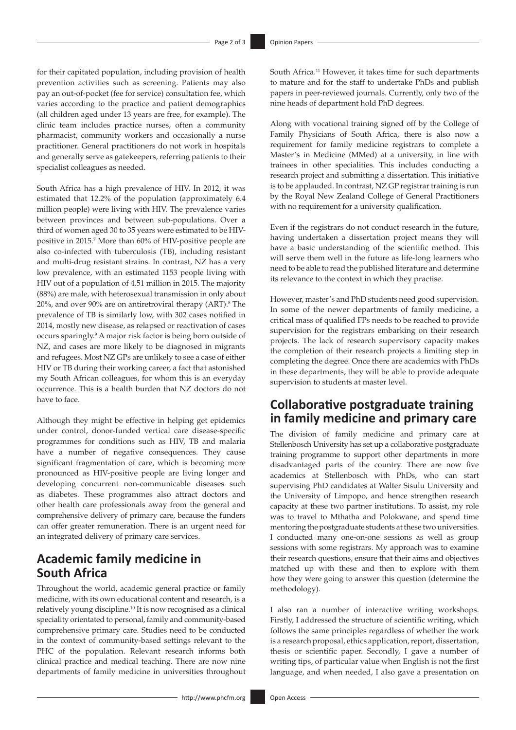for their capitated population, including provision of health prevention activities such as screening. Patients may also pay an out-of-pocket (fee for service) consultation fee, which varies according to the practice and patient demographics (all children aged under 13 years are free, for example). The clinic team includes practice nurses, often a community pharmacist, community workers and occasionally a nurse practitioner. General practitioners do not work in hospitals and generally serve as gatekeepers, referring patients to their specialist colleagues as needed.

South Africa has a high prevalence of HIV. In 2012, it was estimated that 12.2% of the population (approximately 6.4 million people) were living with HIV. The prevalence varies between provinces and between sub-populations. Over a third of women aged 30 to 35 years were estimated to be HIV-positive in 2015.[7] More than 60% of HIV-positive people are also co-infected with tuberculosis (TB), including resistant and multi-drug resistant strains. In contrast, NZ has a very low prevalence, with an estimated 1153 people living with HIV out of a population of 4.51 million in 2015. The majority (88%) are male, with heterosexual transmission in only about 20%, and over 90% are on antiretroviral therapy (ART).[8] The prevalence of TB is similarly low, with 302 cases notified in 2014, mostly new disease, as relapsed or reactivation of cases occurs sparingly.[9] A major risk factor is being born outside of NZ, and cases are more likely to be diagnosed in migrants and refugees. Most NZ GPs are unlikely to see a case of either HIV or TB during their working career, a fact that astonished my South African colleagues, for whom this is an everyday occurrence. This is a health burden that NZ doctors do not have to face.

Although they might be effective in helping get epidemics under control, donor-funded vertical care disease-specific programmes for conditions such as HIV, TB and malaria have a number of negative consequences. They cause significant fragmentation of care, which is becoming more pronounced as HIV-positive people are living longer and developing concurrent non-communicable diseases such as diabetes. These programmes also attract doctors and other health care professionals away from the general and comprehensive delivery of primary care, because the funders can offer greater remuneration. There is an urgent need for an integrated delivery of primary care services.

## Academic family medicine in South Africa

Throughout the world, academic general practice or family medicine, with its own educational content and research, is a relatively young discipline.[10] It is now recognised as a clinical speciality orientated to personal, family and community-based comprehensive primary care. Studies need to be conducted in the context of community-based settings relevant to the PHC of the population. Relevant research informs both clinical practice and medical teaching. There are now nine departments of family medicine in universities throughout South Africa.[11] However, it takes time for such departments to mature and for the staff to undertake PhDs and publish papers in peer-reviewed journals. Currently, only two of the nine heads of department hold PhD degrees.

Along with vocational training signed off by the College of Family Physicians of South Africa, there is also now a requirement for family medicine registrars to complete a Master's in Medicine (MMed) at a university, in line with trainees in other specialities. This includes conducting a research project and submitting a dissertation. This initiative is to be applauded. In contrast, NZ GP registrar training is run by the Royal New Zealand College of General Practitioners with no requirement for a university qualification.

Even if the registrars do not conduct research in the future, having undertaken a dissertation project means they will have a basic understanding of the scientific method. This will serve them well in the future as life-long learners who need to be able to read the published literature and determine its relevance to the context in which they practise.

However, master's and PhD students need good supervision. In some of the newer departments of family medicine, a critical mass of qualified FPs needs to be reached to provide supervision for the registrars embarking on their research projects. The lack of research supervisory capacity makes the completion of their research projects a limiting step in completing the degree. Once there are academics with PhDs in these departments, they will be able to provide adequate supervision to students at master level.

## Collaborative postgraduate training in family medicine and primary care

The division of family medicine and primary care at Stellenbosch University has set up a collaborative postgraduate training programme to support other departments in more disadvantaged parts of the country. There are now five academics at Stellenbosch with PhDs, who can start supervising PhD candidates at Walter Sisulu University and the University of Limpopo, and hence strengthen research capacity at these two partner institutions. To assist, my role was to travel to Mthatha and Polokwane, and spend time mentoring the postgraduate students at these two universities. I conducted many one-on-one sessions as well as group sessions with some registrars. My approach was to examine their research questions, ensure that their aims and objectives matched up with these and then to explore with them how they were going to answer this question (determine the methodology).

I also ran a number of interactive writing workshops. Firstly, I addressed the structure of scientific writing, which follows the same principles regardless of whether the work is a research proposal, ethics application, report, dissertation, thesis or scientific paper. Secondly, I gave a number of writing tips, of particular value when English is not the first language, and when needed, I also gave a presentation on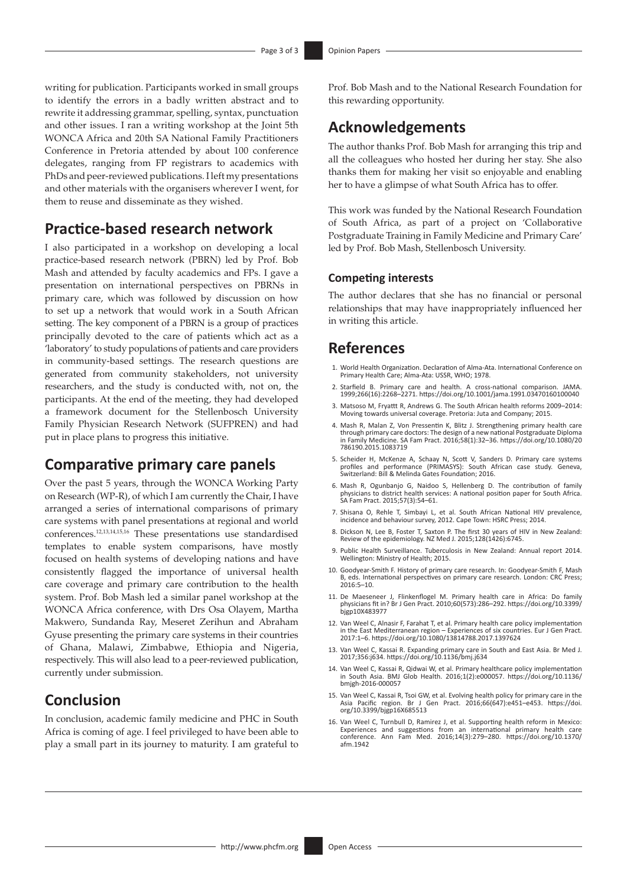writing for publication. Participants worked in small groups to identify the errors in a badly written abstract and to rewrite it addressing grammar, spelling, syntax, punctuation and other issues. I ran a writing workshop at the Joint 5th WONCA Africa and 20th SA National Family Practitioners Conference in Pretoria attended by about 100 conference delegates, ranging from FP registrars to academics with PhDs and peer-reviewed publications. I left my presentations and other materials with the organisers wherever I went, for them to reuse and disseminate as they wished.

## Practice-based research network

I also participated in a workshop on developing a local practice-based research network (PBRN) led by Prof. Bob Mash and attended by faculty academics and FPs. I gave a presentation on international perspectives on PBRNs in primary care, which was followed by discussion on how to set up a network that would work in a South African setting. The key component of a PBRN is a group of practices principally devoted to the care of patients which act as a 'laboratory' to study populations of patients and care providers in community-based settings. The research questions are generated from community stakeholders, not university researchers, and the study is conducted with, not on, the participants. At the end of the meeting, they had developed a framework document for the Stellenbosch University Family Physician Research Network (SUFPREN) and had put in place plans to progress this initiative.

## Comparative primary care panels

Over the past 5 years, through the WONCA Working Party on Research (WP-R), of which I am currently the Chair, I have arranged a series of international comparisons of primary care systems with panel presentations at regional and world conferences.[12,13,14,15,16] These presentations use standardised templates to enable system comparisons, have mostly focused on health systems of developing nations and have consistently flagged the importance of universal health care coverage and primary care contribution to the health system. Prof. Bob Mash led a similar panel workshop at the WONCA Africa conference, with Drs Osa Olayem, Martha Makwero, Sundanda Ray, Meseret Zerihun and Abraham Gyuse presenting the primary care systems in their countries of Ghana, Malawi, Zimbabwe, Ethiopia and Nigeria, respectively. This will also lead to a peer-reviewed publication, currently under submission.

## Conclusion

In conclusion, academic family medicine and PHC in South Africa is coming of age. I feel privileged to have been able to play a small part in its journey to maturity. I am grateful to Prof. Bob Mash and to the National Research Foundation for this rewarding opportunity.

## Acknowledgements

The author thanks Prof. Bob Mash for arranging this trip and all the colleagues who hosted her during her stay. She also thanks them for making her visit so enjoyable and enabling her to have a glimpse of what South Africa has to offer.

This work was funded by the National Research Foundation of South Africa, as part of a project on 'Collaborative Postgraduate Training in Family Medicine and Primary Care' led by Prof. Bob Mash, Stellenbosch University.

### Competing interests

The author declares that she has no financial or personal relationships that may have inappropriately influenced her in writing this article.

## References

1. World Health Organization. Declaration of Alma-Ata. International Conference on Primary Health Care; Alma-Ata: USSR, WHO; 1978.
2. Starfield B. Primary care and health. A cross-national comparison. JAMA. 1999;266(16):2268–2271. https://doi.org/10.1001/jama.1991.03470160100040
3. Matsoso M, Fryattt R, Andrews G. The South African health reforms 2009–2014: Moving towards universal coverage. Pretoria: Juta and Company; 2015.
4. Mash R, Malan Z, Von Pressentin K, Blitz J. Strengthening primary health care through primary care doctors: The design of a new national Postgraduate Diploma in Family Medicine. SA Fam Pract. 2016;58(1):32–36. https://doi.org/10.1080/20786190.2015.1083719
5. Scheider H, McKenze A, Schaay N, Scott V, Sanders D. Primary care systems profiles and performance (PRIMASYS): South African case study. Geneva, Switzerland: Bill & Melinda Gates Foundation; 2016.
6. Mash R, Ogunbanjo G, Naidoo S, Hellenberg D. The contribution of family physicians to district health services: A national position paper for South Africa. SA Fam Pract. 2015;57(3):54–61.
7. Shisana O, Rehle T, Simbayi L, et al. South African National HIV prevalence, incidence and behaviour survey, 2012. Cape Town: HSRC Press; 2014.
8. Dickson N, Lee B, Foster T, Saxton P. The first 30 years of HIV in New Zealand: Review of the epidemiology. NZ Med J. 2015;128(1426):6745.
9. Public Health Surveillance. Tuberculosis in New Zealand: Annual report 2014. Wellington: Ministry of Health; 2015.
10. Goodyear-Smith F. History of primary care research. In: Goodyear-Smith F, Mash B, eds. International perspectives on primary care research. London: CRC Press; 2016:5–10.
11. De Maeseneer J, Flinkenflogel M. Primary health care in Africa: Do family physicians fit in? Br J Gen Pract. 2010;60(573):286–292. https://doi.org/10.3399/bjgp10X483977
12. Van Weel C, Alnasir F, Farahat T, et al. Primary health care policy implementation in the East Mediterranean region – Experiences of six countries. Eur J Gen Pract. 2017:1–6. https://doi.org/10.1080/13814788.2017.1397624
13. Van Weel C, Kassai R. Expanding primary care in South and East Asia. Br Med J. 2017;356:j634. https://doi.org/10.1136/bmj.j634
14. Van Weel C, Kassai R, Qidwai W, et al. Primary healthcare policy implementation in South Asia. BMJ Glob Health. 2016;1(2):e000057. https://doi.org/10.1136/bmjgh-2016-000057
15. Van Weel C, Kassai R, Tsoi GW, et al. Evolving health policy for primary care in the Asia Pacific region. Br J Gen Pract. 2016;66(647):e451–e453. https://doi.org/10.3399/bjgp16X685513
16. Van Weel C, Turnbull D, Ramirez J, et al. Supporting health reform in Mexico: Experiences and suggestions from an international primary health care conference. Ann Fam Med. 2016;14(3):279–280. https://doi.org/10.1370/afm.1942